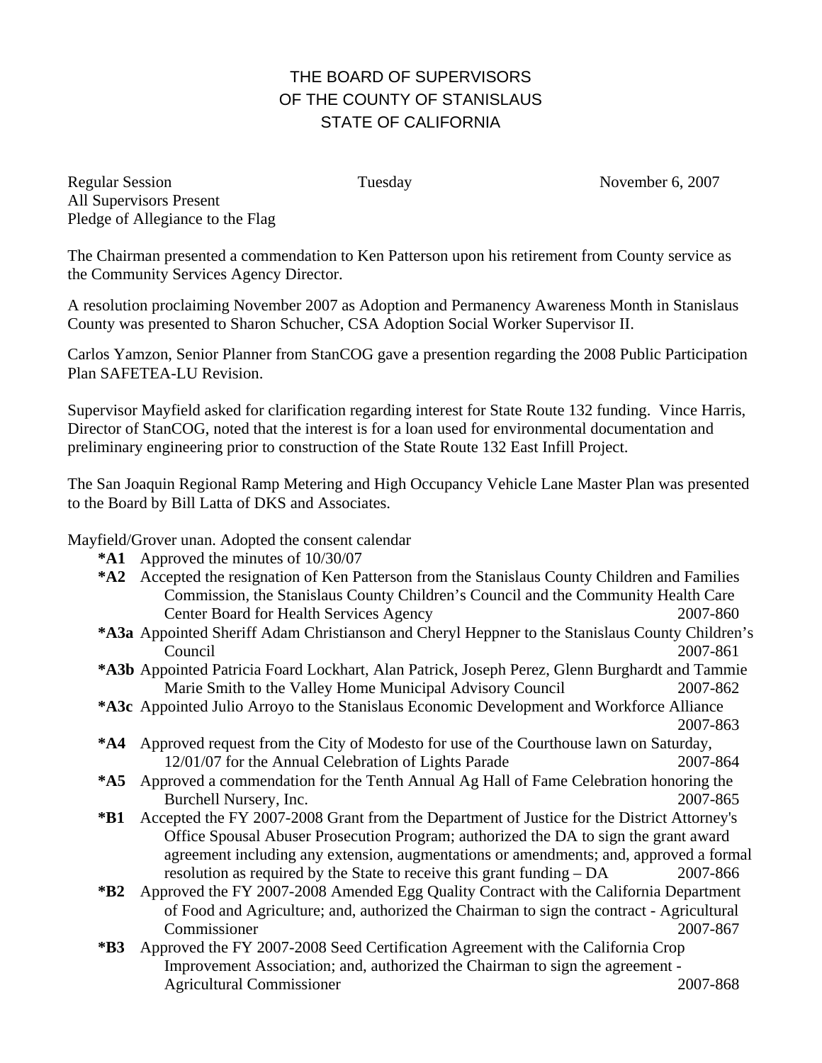# THE BOARD OF SUPERVISORS
# OF THE COUNTY OF STANISLAUS
# STATE OF CALIFORNIA

Regular Session | Tuesday | November 6, 2007

All Supervisors Present

Pledge of Allegiance to the Flag

The Chairman presented a commendation to Ken Patterson upon his retirement from County service as the Community Services Agency Director.

A resolution proclaiming November 2007 as Adoption and Permanency Awareness Month in Stanislaus County was presented to Sharon Schucher, CSA Adoption Social Worker Supervisor II.

Carlos Yamzon, Senior Planner from StanCOG gave a presention regarding the 2008 Public Participation Plan SAFETEA-LU Revision.

Supervisor Mayfield asked for clarification regarding interest for State Route 132 funding. Vince Harris, Director of StanCOG, noted that the interest is for a loan used for environmental documentation and preliminary engineering prior to construction of the State Route 132 East Infill Project.

The San Joaquin Regional Ramp Metering and High Occupancy Vehicle Lane Master Plan was presented to the Board by Bill Latta of DKS and Associates.

Mayfield/Grover unan. Adopted the consent calendar

**\*A1** Approved the minutes of 10/30/07

**\*A2** Accepted the resignation of Ken Patterson from the Stanislaus County Children and Families Commission, the Stanislaus County Children's Council and the Community Health Care Center Board for Health Services Agency 2007-860

**\*A3a** Appointed Sheriff Adam Christianson and Cheryl Heppner to the Stanislaus County Children's Council 2007-861

**\*A3b** Appointed Patricia Foard Lockhart, Alan Patrick, Joseph Perez, Glenn Burghardt and Tammie Marie Smith to the Valley Home Municipal Advisory Council 2007-862

**\*A3c** Appointed Julio Arroyo to the Stanislaus Economic Development and Workforce Alliance 2007-863

**\*A4** Approved request from the City of Modesto for use of the Courthouse lawn on Saturday, 12/01/07 for the Annual Celebration of Lights Parade 2007-864

**\*A5** Approved a commendation for the Tenth Annual Ag Hall of Fame Celebration honoring the Burchell Nursery, Inc. 2007-865

**\*B1** Accepted the FY 2007-2008 Grant from the Department of Justice for the District Attorney's Office Spousal Abuser Prosecution Program; authorized the DA to sign the grant award agreement including any extension, augmentations or amendments; and, approved a formal resolution as required by the State to receive this grant funding – DA 2007-866

**\*B2** Approved the FY 2007-2008 Amended Egg Quality Contract with the California Department of Food and Agriculture; and, authorized the Chairman to sign the contract - Agricultural Commissioner 2007-867

**\*B3** Approved the FY 2007-2008 Seed Certification Agreement with the California Crop Improvement Association; and, authorized the Chairman to sign the agreement - Agricultural Commissioner 2007-868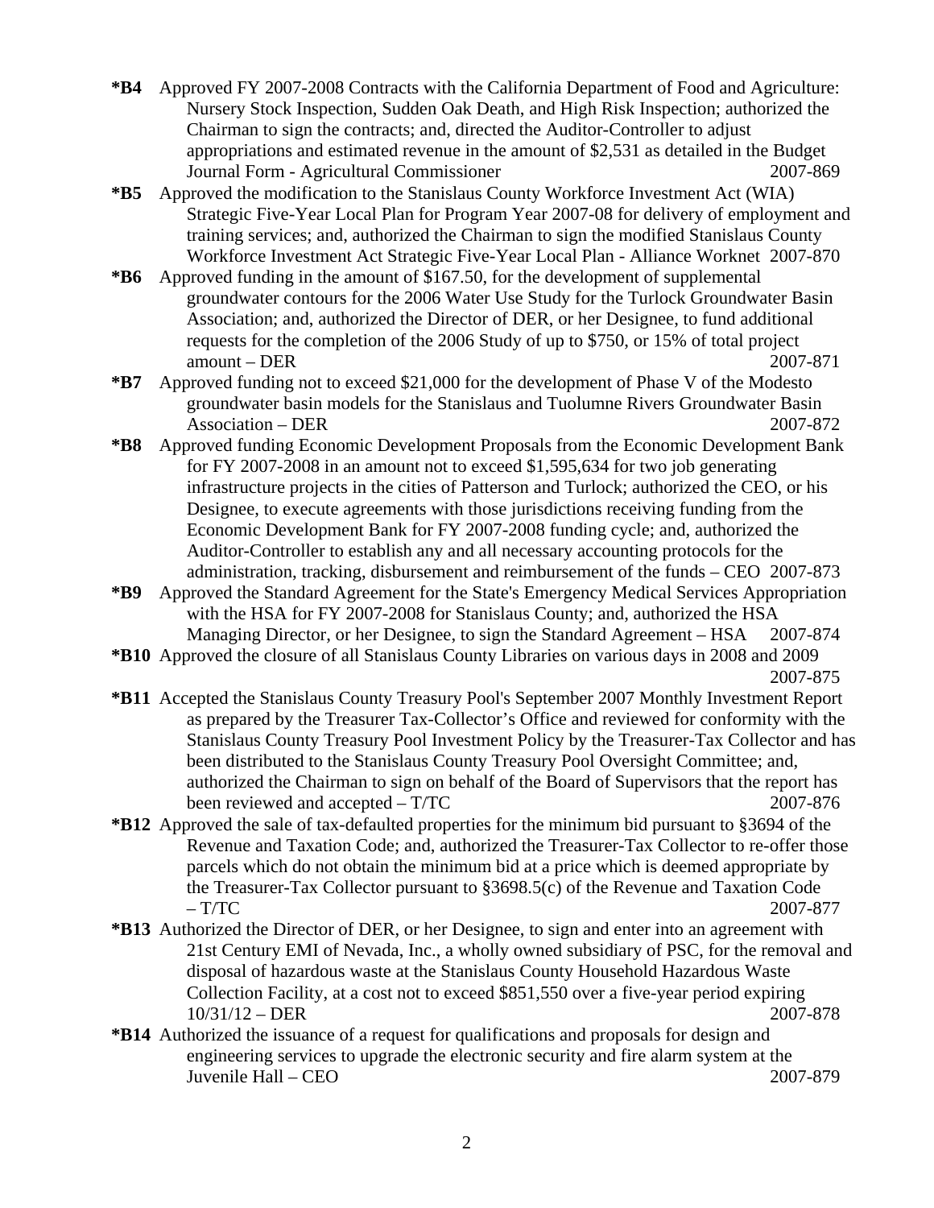**\*B4** Approved FY 2007-2008 Contracts with the California Department of Food and Agriculture: Nursery Stock Inspection, Sudden Oak Death, and High Risk Inspection; authorized the Chairman to sign the contracts; and, directed the Auditor-Controller to adjust appropriations and estimated revenue in the amount of $2,531 as detailed in the Budget Journal Form - Agricultural Commissioner 2007-869

**\*B5** Approved the modification to the Stanislaus County Workforce Investment Act (WIA) Strategic Five-Year Local Plan for Program Year 2007-08 for delivery of employment and training services; and, authorized the Chairman to sign the modified Stanislaus County Workforce Investment Act Strategic Five-Year Local Plan - Alliance Worknet 2007-870

**\*B6** Approved funding in the amount of $167.50, for the development of supplemental groundwater contours for the 2006 Water Use Study for the Turlock Groundwater Basin Association; and, authorized the Director of DER, or her Designee, to fund additional requests for the completion of the 2006 Study of up to $750, or 15% of total project amount – DER 2007-871

**\*B7** Approved funding not to exceed $21,000 for the development of Phase V of the Modesto groundwater basin models for the Stanislaus and Tuolumne Rivers Groundwater Basin Association – DER 2007-872

**\*B8** Approved funding Economic Development Proposals from the Economic Development Bank for FY 2007-2008 in an amount not to exceed $1,595,634 for two job generating infrastructure projects in the cities of Patterson and Turlock; authorized the CEO, or his Designee, to execute agreements with those jurisdictions receiving funding from the Economic Development Bank for FY 2007-2008 funding cycle; and, authorized the Auditor-Controller to establish any and all necessary accounting protocols for the administration, tracking, disbursement and reimbursement of the funds – CEO 2007-873

**\*B9** Approved the Standard Agreement for the State's Emergency Medical Services Appropriation with the HSA for FY 2007-2008 for Stanislaus County; and, authorized the HSA Managing Director, or her Designee, to sign the Standard Agreement – HSA 2007-874

**\*B10** Approved the closure of all Stanislaus County Libraries on various days in 2008 and 2009 2007-875

**\*B11** Accepted the Stanislaus County Treasury Pool's September 2007 Monthly Investment Report as prepared by the Treasurer Tax-Collector's Office and reviewed for conformity with the Stanislaus County Treasury Pool Investment Policy by the Treasurer-Tax Collector and has been distributed to the Stanislaus County Treasury Pool Oversight Committee; and, authorized the Chairman to sign on behalf of the Board of Supervisors that the report has been reviewed and accepted – T/TC 2007-876

**\*B12** Approved the sale of tax-defaulted properties for the minimum bid pursuant to §3694 of the Revenue and Taxation Code; and, authorized the Treasurer-Tax Collector to re-offer those parcels which do not obtain the minimum bid at a price which is deemed appropriate by the Treasurer-Tax Collector pursuant to §3698.5(c) of the Revenue and Taxation Code – T/TC 2007-877

**\*B13** Authorized the Director of DER, or her Designee, to sign and enter into an agreement with 21st Century EMI of Nevada, Inc., a wholly owned subsidiary of PSC, for the removal and disposal of hazardous waste at the Stanislaus County Household Hazardous Waste Collection Facility, at a cost not to exceed $851,550 over a five-year period expiring 10/31/12 – DER 2007-878

**\*B14** Authorized the issuance of a request for qualifications and proposals for design and engineering services to upgrade the electronic security and fire alarm system at the Juvenile Hall – CEO 2007-879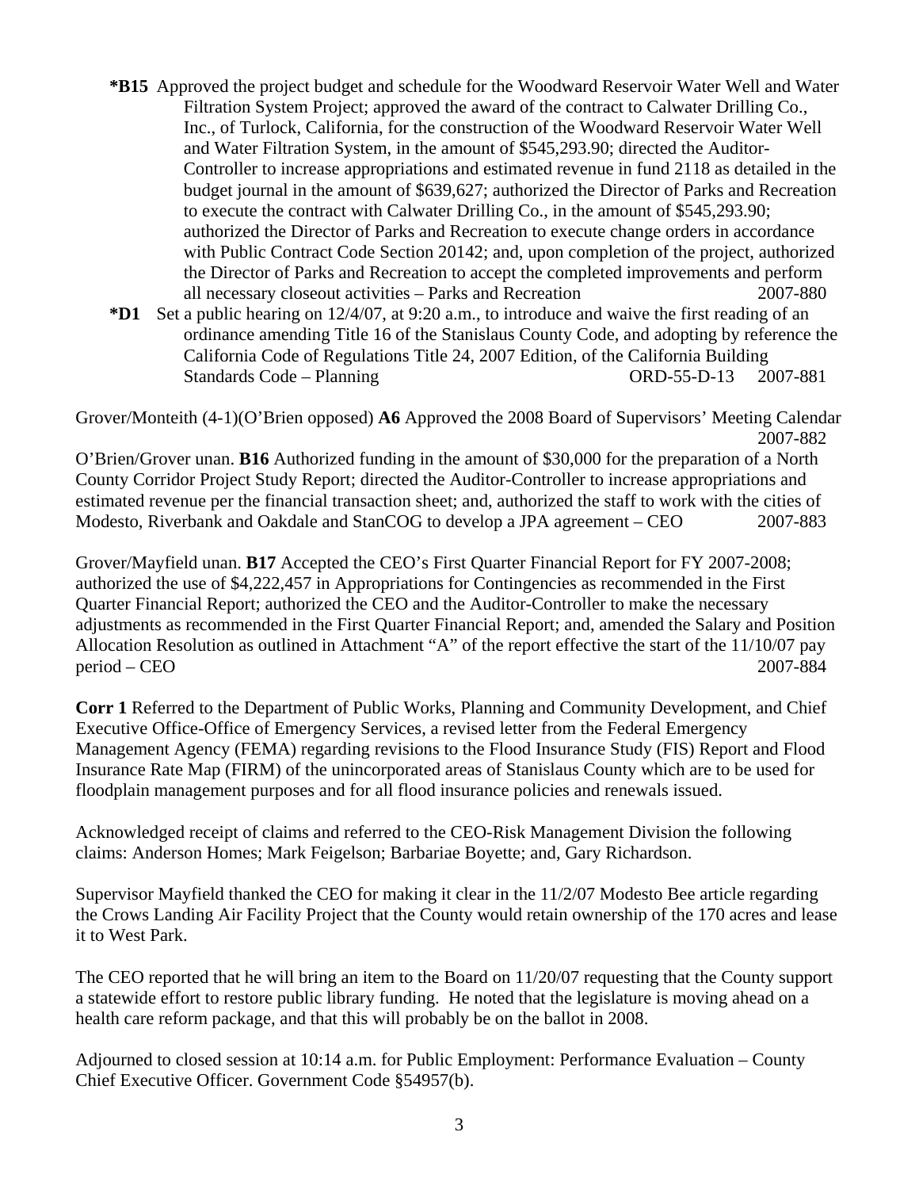**\*B15** Approved the project budget and schedule for the Woodward Reservoir Water Well and Water Filtration System Project; approved the award of the contract to Calwater Drilling Co., Inc., of Turlock, California, for the construction of the Woodward Reservoir Water Well and Water Filtration System, in the amount of $545,293.90; directed the Auditor-Controller to increase appropriations and estimated revenue in fund 2118 as detailed in the budget journal in the amount of $639,627; authorized the Director of Parks and Recreation to execute the contract with Calwater Drilling Co., in the amount of $545,293.90; authorized the Director of Parks and Recreation to execute change orders in accordance with Public Contract Code Section 20142; and, upon completion of the project, authorized the Director of Parks and Recreation to accept the completed improvements and perform all necessary closeout activities – Parks and Recreation 2007-880

**\*D1** Set a public hearing on 12/4/07, at 9:20 a.m., to introduce and waive the first reading of an ordinance amending Title 16 of the Stanislaus County Code, and adopting by reference the California Code of Regulations Title 24, 2007 Edition, of the California Building Standards Code – Planning ORD-55-D-13 2007-881

Grover/Monteith (4-1)(O'Brien opposed) **A6** Approved the 2008 Board of Supervisors' Meeting Calendar 2007-882

O'Brien/Grover unan. **B16** Authorized funding in the amount of $30,000 for the preparation of a North County Corridor Project Study Report; directed the Auditor-Controller to increase appropriations and estimated revenue per the financial transaction sheet; and, authorized the staff to work with the cities of Modesto, Riverbank and Oakdale and StanCOG to develop a JPA agreement – CEO 2007-883

Grover/Mayfield unan. **B17** Accepted the CEO's First Quarter Financial Report for FY 2007-2008; authorized the use of $4,222,457 in Appropriations for Contingencies as recommended in the First Quarter Financial Report; authorized the CEO and the Auditor-Controller to make the necessary adjustments as recommended in the First Quarter Financial Report; and, amended the Salary and Position Allocation Resolution as outlined in Attachment "A" of the report effective the start of the 11/10/07 pay period – CEO 2007-884

**Corr 1** Referred to the Department of Public Works, Planning and Community Development, and Chief Executive Office-Office of Emergency Services, a revised letter from the Federal Emergency Management Agency (FEMA) regarding revisions to the Flood Insurance Study (FIS) Report and Flood Insurance Rate Map (FIRM) of the unincorporated areas of Stanislaus County which are to be used for floodplain management purposes and for all flood insurance policies and renewals issued.

Acknowledged receipt of claims and referred to the CEO-Risk Management Division the following claims: Anderson Homes; Mark Feigelson; Barbariae Boyette; and, Gary Richardson.

Supervisor Mayfield thanked the CEO for making it clear in the 11/2/07 Modesto Bee article regarding the Crows Landing Air Facility Project that the County would retain ownership of the 170 acres and lease it to West Park.

The CEO reported that he will bring an item to the Board on 11/20/07 requesting that the County support a statewide effort to restore public library funding. He noted that the legislature is moving ahead on a health care reform package, and that this will probably be on the ballot in 2008.

Adjourned to closed session at 10:14 a.m. for Public Employment: Performance Evaluation – County Chief Executive Officer. Government Code §54957(b).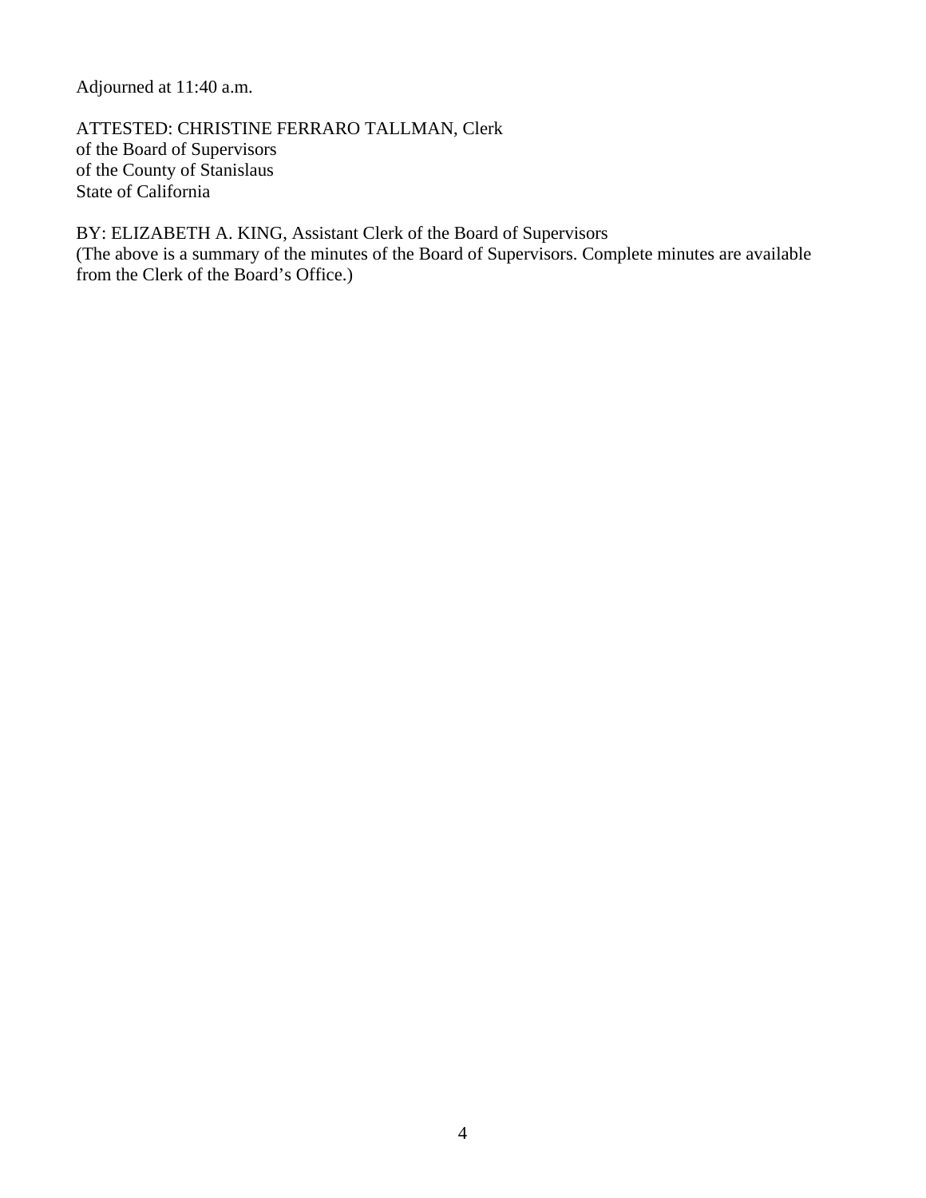Adjourned at 11:40 a.m.

ATTESTED: CHRISTINE FERRARO TALLMAN, Clerk
of the Board of Supervisors
of the County of Stanislaus
State of California

BY: ELIZABETH A. KING, Assistant Clerk of the Board of Supervisors
(The above is a summary of the minutes of the Board of Supervisors. Complete minutes are available from the Clerk of the Board's Office.)